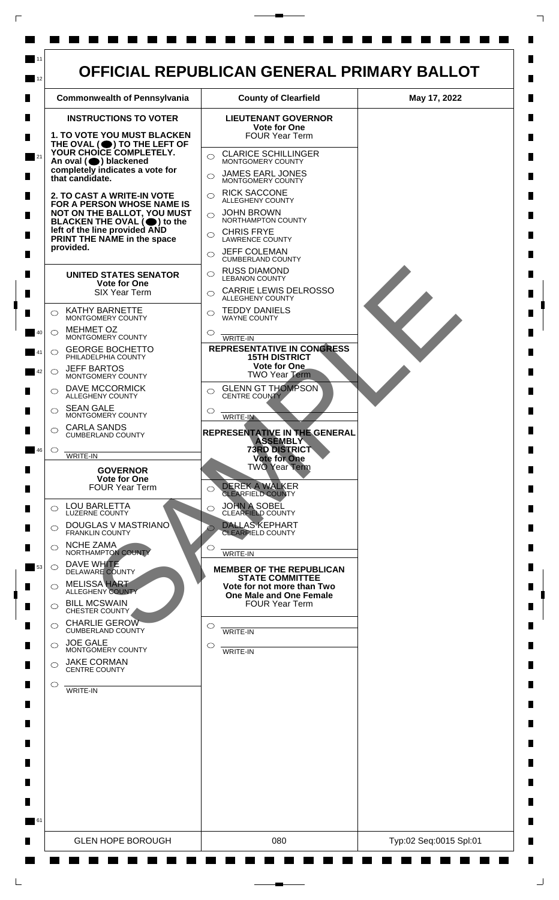# OFFICIAL REPUBLICAN GENERAL PRIMARY BALLOT

| Commonwealth of Pennsylvania | County of Clearfield | May 17, 2022 |
| --- | --- | --- |

## INSTRUCTIONS TO VOTER

**1. TO VOTE YOU MUST BLACKEN THE OVAL (⬬) TO THE LEFT OF YOUR CHOICE COMPLETELY. An oval (⬬) blackened completely indicates a vote for that candidate.**

**2. TO CAST A WRITE-IN VOTE FOR A PERSON WHOSE NAME IS NOT ON THE BALLOT, YOU MUST BLACKEN THE OVAL (⬬) to the left of the line provided AND PRINT THE NAME in the space provided.**

### UNITED STATES SENATOR
**Vote for One**
SIX Year Term

- ○ KATHY BARNETTE — MONTGOMERY COUNTY
- ○ MEHMET OZ — MONTGOMERY COUNTY
- ○ GEORGE BOCHETTO — PHILADELPHIA COUNTY
- ○ JEFF BARTOS — MONTGOMERY COUNTY
- ○ DAVE MCCORMICK — ALLEGHENY COUNTY
- ○ SEAN GALE — MONTGOMERY COUNTY
- ○ CARLA SANDS — CUMBERLAND COUNTY
- ○ ______ WRITE-IN

### GOVERNOR
**Vote for One**
FOUR Year Term

- ○ LOU BARLETTA — LUZERNE COUNTY
- ○ DOUGLAS V MASTRIANO — FRANKLIN COUNTY
- ○ NCHE ZAMA — NORTHAMPTON COUNTY
- ○ DAVE WHITE — DELAWARE COUNTY
- ○ MELISSA HART — ALLEGHENY COUNTY
- ○ BILL MCSWAIN — CHESTER COUNTY
- ○ CHARLIE GEROW — CUMBERLAND COUNTY
- ○ JOE GALE — MONTGOMERY COUNTY
- ○ JAKE CORMAN — CENTRE COUNTY
- ○ ______ WRITE-IN

### LIEUTENANT GOVERNOR
**Vote for One**
FOUR Year Term

- ○ CLARICE SCHILLINGER — MONTGOMERY COUNTY
- ○ JAMES EARL JONES — MONTGOMERY COUNTY
- ○ RICK SACCONE — ALLEGHENY COUNTY
- ○ JOHN BROWN — NORTHAMPTON COUNTY
- ○ CHRIS FRYE — LAWRENCE COUNTY
- ○ JEFF COLEMAN — CUMBERLAND COUNTY
- ○ RUSS DIAMOND — LEBANON COUNTY
- ○ CARRIE LEWIS DELROSSO — ALLEGHENY COUNTY
- ○ TEDDY DANIELS — WAYNE COUNTY
- ○ ______ WRITE-IN

### REPRESENTATIVE IN CONGRESS
**15TH DISTRICT**
**Vote for One**
TWO Year Term

- ○ GLENN GT THOMPSON — CENTRE COUNTY
- ○ ______ WRITE-IN

### REPRESENTATIVE IN THE GENERAL ASSEMBLY
**73RD DISTRICT**
**Vote for One**
TWO Year Term

- ○ DEREK A WALKER — CLEARFIELD COUNTY
- ○ JOHN A SOBEL — CLEARFIELD COUNTY
- ○ DALLAS KEPHART — CLEARFIELD COUNTY
- ○ ______ WRITE-IN

### MEMBER OF THE REPUBLICAN STATE COMMITTEE
**Vote for not more than Two**
**One Male and One Female**
FOUR Year Term

- ○ ______ WRITE-IN
- ○ ______ WRITE-IN

SAMPLE

| GLEN HOPE BOROUGH | 080 | Typ:02 Seq:0015 Spl:01 |
| --- | --- | --- |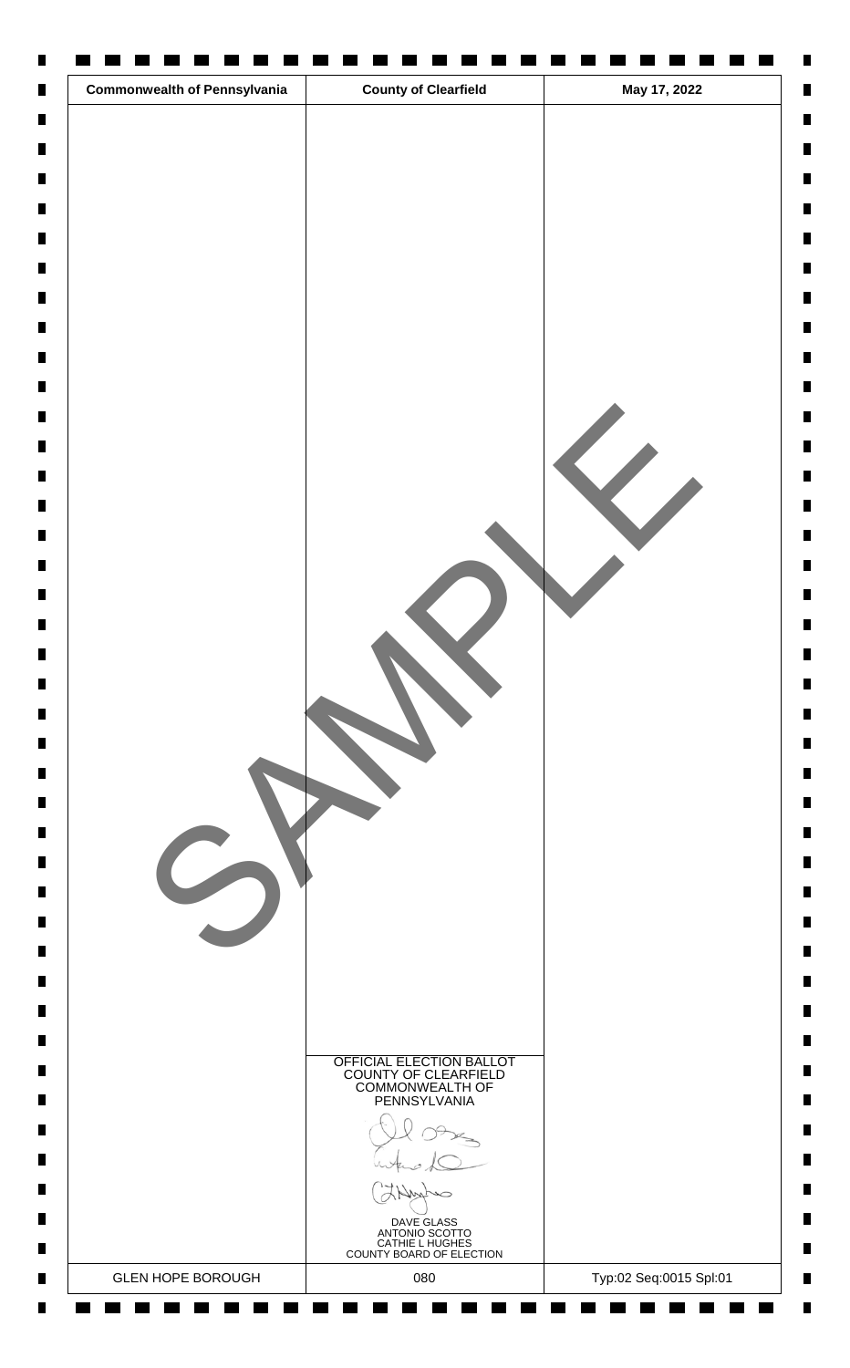| Commonwealth of Pennsylvania | County of Clearfield | May 17, 2022 |
| --- | --- | --- |
| | OFFICIAL ELECTION BALLOT<br>COUNTY OF CLEARFIELD<br>COMMONWEALTH OF PENNSYLVANIA<br><br>DAVE GLASS<br>ANTONIO SCOTTO<br>CATHIE L HUGHES<br>COUNTY BOARD OF ELECTION | |
| GLEN HOPE BOROUGH | 080 | Typ:02 Seq:0015 Spl:01 |

SAMPLE